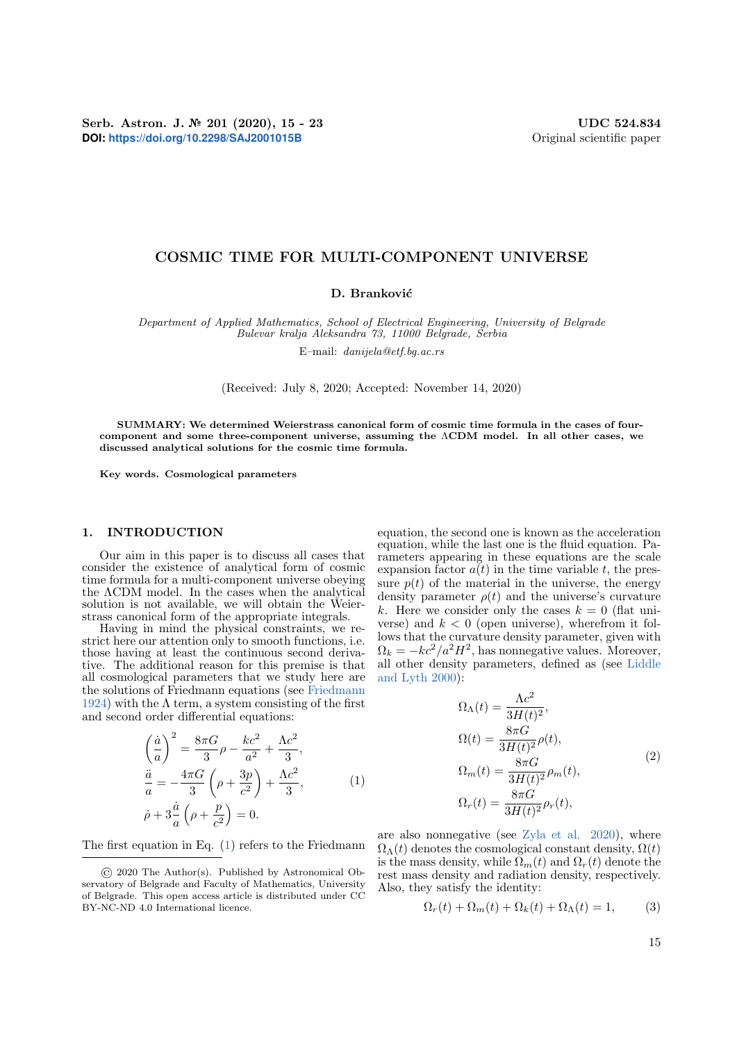Serb. Astron. J. № 201 (2020), 15 - 23 UDC 524.834

**DOI:** https://doi.org/10.2298/SAJ2001015B Original scientific paper

# COSMIC TIME FOR MULTI-COMPONENT UNIVERSE

**D. Branković**

*Department of Applied Mathematics, School of Electrical Engineering, University of Belgrade Bulevar kralja Aleksandra 73, 11000 Belgrade, Serbia*

E–mail: *danijela@etf.bg.ac.rs*

(Received: July 8, 2020; Accepted: November 14, 2020)

**SUMMARY: We determined Weierstrass canonical form of cosmic time formula in the cases of four-component and some three-component universe, assuming the ΛCDM model. In all other cases, we discussed analytical solutions for the cosmic time formula.**

**Key words. Cosmological parameters**

## 1. INTRODUCTION

Our aim in this paper is to discuss all cases that consider the existence of analytical form of cosmic time formula for a multi-component universe obeying the ΛCDM model. In the cases when the analytical solution is not available, we will obtain the Weierstrass canonical form of the appropriate integrals.

Having in mind the physical constraints, we restrict here our attention only to smooth functions, i.e. those having at least the continuous second derivative. The additional reason for this premise is that all cosmological parameters that we study here are the solutions of Friedmann equations (see Friedmann 1924) with the Λ term, a system consisting of the first and second order differential equations:

$$
\begin{aligned}
\left(\frac{\dot{a}}{a}\right)^2 &= \frac{8\pi G}{3}\rho - \frac{kc^2}{a^2} + \frac{\Lambda c^2}{3}, \\
\frac{\ddot{a}}{a} &= -\frac{4\pi G}{3}\left(\rho + \frac{3p}{c^2}\right) + \frac{\Lambda c^2}{3}, \\
\dot{\rho} &+ 3\frac{\dot{a}}{a}\left(\rho + \frac{p}{c^2}\right) = 0.
\end{aligned} \tag{1}
$$

The first equation in Eq. (1) refers to the Friedmann equation, the second one is known as the acceleration equation, while the last one is the fluid equation. Parameters appearing in these equations are the scale expansion factor $a(t)$ in the time variable $t$, the pressure $p(t)$ of the material in the universe, the energy density parameter $\rho(t)$ and the universe's curvature $k$. Here we consider only the cases $k = 0$ (flat universe) and $k < 0$ (open universe), wherefrom it follows that the curvature density parameter, given with $\Omega_k = -kc^2/a^2H^2$, has nonnegative values. Moreover, all other density parameters, defined as (see Liddle and Lyth 2000):

$$
\begin{aligned}
\Omega_\Lambda(t) &= \frac{\Lambda c^2}{3H(t)^2}, \\
\Omega(t) &= \frac{8\pi G}{3H(t)^2}\rho(t), \\
\Omega_m(t) &= \frac{8\pi G}{3H(t)^2}\rho_m(t), \\
\Omega_r(t) &= \frac{8\pi G}{3H(t)^2}\rho_r(t),
\end{aligned} \tag{2}
$$

are also nonnegative (see Zyla et al. 2020), where $\Omega_\Lambda(t)$ denotes the cosmological constant density, $\Omega(t)$ is the mass density, while $\Omega_m(t)$ and $\Omega_r(t)$ denote the rest mass density and radiation density, respectively. Also, they satisfy the identity:

$$
\Omega_r(t) + \Omega_m(t) + \Omega_k(t) + \Omega_\Lambda(t) = 1, \tag{3}
$$

© 2020 The Author(s). Published by Astronomical Observatory of Belgrade and Faculty of Mathematics, University of Belgrade. This open access article is distributed under CC BY-NC-ND 4.0 International licence.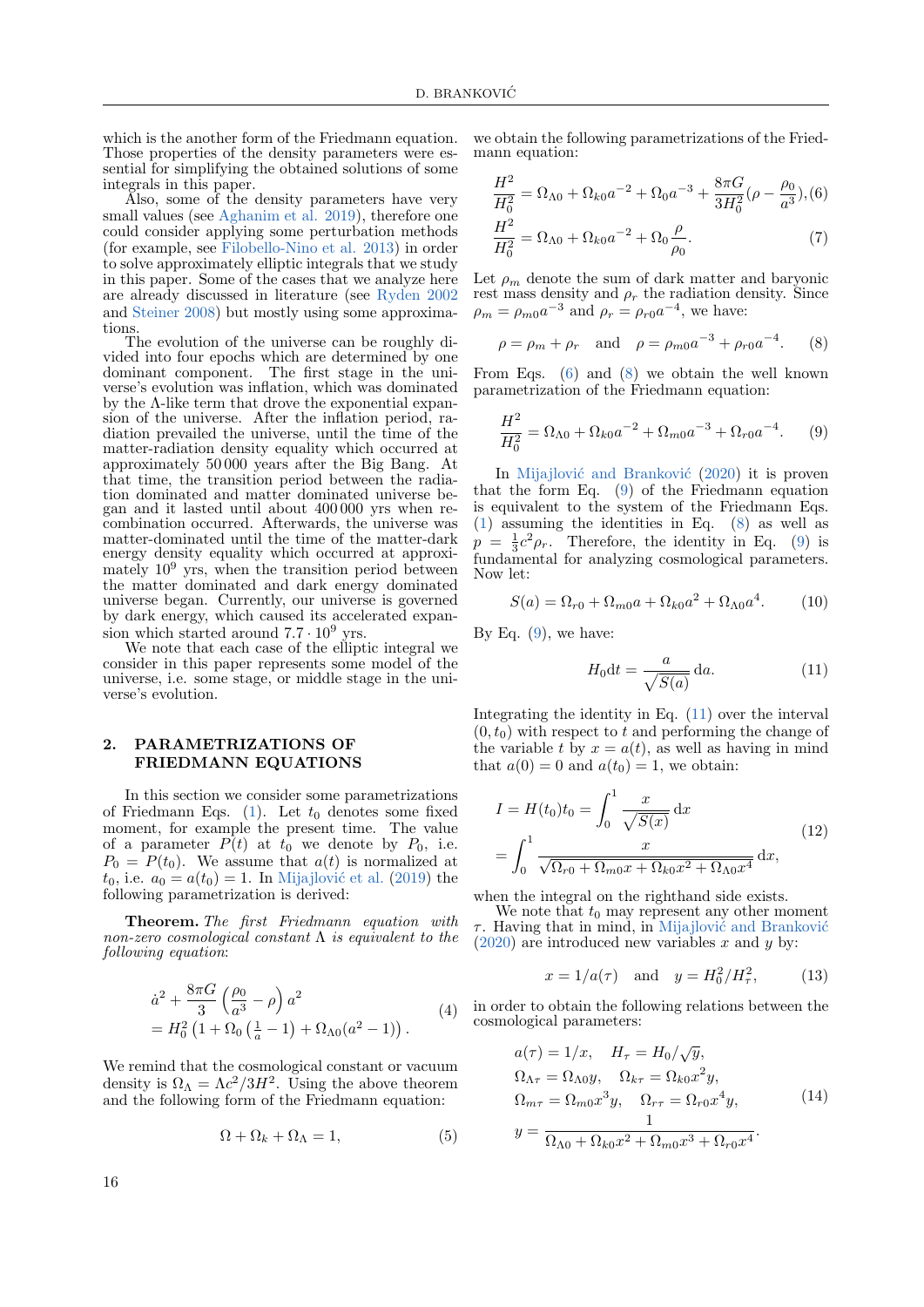which is the another form of the Friedmann equation. Those properties of the density parameters were essential for simplifying the obtained solutions of some integrals in this paper.

Also, some of the density parameters have very small values (see Aghanim et al. 2019), therefore one could consider applying some perturbation methods (for example, see Filobello-Nino et al. 2013) in order to solve approximately elliptic integrals that we study in this paper. Some of the cases that we analyze here are already discussed in literature (see Ryden 2002 and Steiner 2008) but mostly using some approximations.

The evolution of the universe can be roughly divided into four epochs which are determined by one dominant component. The first stage in the universe's evolution was inflation, which was dominated by the Λ-like term that drove the exponential expansion of the universe. After the inflation period, radiation prevailed the universe, until the time of the matter-radiation density equality which occurred at approximately 50 000 years after the Big Bang. At that time, the transition period between the radiation dominated and matter dominated universe began and it lasted until about 400 000 yrs when recombination occurred. Afterwards, the universe was matter-dominated until the time of the matter-dark energy density equality which occurred at approximately $10^9$ yrs, when the transition period between the matter dominated and dark energy dominated universe began. Currently, our universe is governed by dark energy, which caused its accelerated expansion which started around $7.7 \cdot 10^9$ yrs.

We note that each case of the elliptic integral we consider in this paper represents some model of the universe, i.e. some stage, or middle stage in the universe's evolution.

## 2. PARAMETRIZATIONS OF FRIEDMANN EQUATIONS

In this section we consider some parametrizations of Friedmann Eqs. (1). Let $t_0$ denotes some fixed moment, for example the present time. The value of a parameter $P(t)$ at $t_0$ we denote by $P_0$, i.e. $P_0 = P(t_0)$. We assume that $a(t)$ is normalized at $t_0$, i.e. $a_0 = a(t_0) = 1$. In Mijajlović et al. (2019) the following parametrization is derived:

**Theorem.** *The first Friedmann equation with non-zero cosmological constant Λ is equivalent to the following equation*:

$$
\begin{aligned}
&\dot{a}^2 + \frac{8\pi G}{3}\left(\frac{\rho_0}{a^3} - \rho\right)a^2 \\
&= H_0^2\left(1 + \Omega_0\left(\tfrac{1}{a} - 1\right) + \Omega_{\Lambda 0}(a^2 - 1)\right).
\end{aligned}
\tag{4}
$$

We remind that the cosmological constant or vacuum density is $\Omega_\Lambda = \Lambda c^2/3H^2$. Using the above theorem and the following form of the Friedmann equation:

$$
\Omega + \Omega_k + \Omega_\Lambda = 1,
\tag{5}
$$

we obtain the following parametrizations of the Friedmann equation:

$$
\frac{H^2}{H_0^2} = \Omega_{\Lambda 0} + \Omega_{k0}a^{-2} + \Omega_0 a^{-3} + \frac{8\pi G}{3H_0^2}(\rho - \frac{\rho_0}{a^3}),
\tag{6}
$$

$$
\frac{H^2}{H_0^2} = \Omega_{\Lambda 0} + \Omega_{k0}a^{-2} + \Omega_0 \frac{\rho}{\rho_0}.
\tag{7}
$$

Let $\rho_m$ denote the sum of dark matter and baryonic rest mass density and $\rho_r$ the radiation density. Since $\rho_m = \rho_{m0}a^{-3}$ and $\rho_r = \rho_{r0}a^{-4}$, we have:

$$
\rho = \rho_m + \rho_r \quad \text{and} \quad \rho = \rho_{m0}a^{-3} + \rho_{r0}a^{-4}.
\tag{8}
$$

From Eqs. (6) and (8) we obtain the well known parametrization of the Friedmann equation:

$$
\frac{H^2}{H_0^2} = \Omega_{\Lambda 0} + \Omega_{k0}a^{-2} + \Omega_{m0}a^{-3} + \Omega_{r0}a^{-4}.
\tag{9}
$$

In Mijajlović and Branković (2020) it is proven that the form Eq. (9) of the Friedmann equation is equivalent to the system of the Friedmann Eqs. (1) assuming the identities in Eq. (8) as well as $p = \frac{1}{3}c^2\rho_r$. Therefore, the identity in Eq. (9) is fundamental for analyzing cosmological parameters. Now let:

$$
S(a) = \Omega_{r0} + \Omega_{m0}a + \Omega_{k0}a^2 + \Omega_{\Lambda 0}a^4.
\tag{10}
$$

By Eq. (9), we have:

$$
H_0 \mathrm{d}t = \frac{a}{\sqrt{S(a)}}\,\mathrm{d}a.
\tag{11}
$$

Integrating the identity in Eq. (11) over the interval $(0, t_0)$ with respect to $t$ and performing the change of the variable $t$ by $x = a(t)$, as well as having in mind that $a(0) = 0$ and $a(t_0) = 1$, we obtain:

$$
\begin{aligned}
I &= H(t_0)t_0 = \int_0^1 \frac{x}{\sqrt{S(x)}}\,\mathrm{d}x \\
&= \int_0^1 \frac{x}{\sqrt{\Omega_{r0} + \Omega_{m0}x + \Omega_{k0}x^2 + \Omega_{\Lambda 0}x^4}}\,\mathrm{d}x,
\end{aligned}
\tag{12}
$$

when the integral on the righthand side exists.

We note that $t_0$ may represent any other moment $\tau$. Having that in mind, in Mijajlović and Branković (2020) are introduced new variables $x$ and $y$ by:

$$
x = 1/a(\tau) \quad \text{and} \quad y = H_0^2/H_\tau^2,
\tag{13}
$$

in order to obtain the following relations between the cosmological parameters:

$$
\begin{aligned}
&a(\tau) = 1/x, \quad H_\tau = H_0/\sqrt{y}, \\
&\Omega_{\Lambda\tau} = \Omega_{\Lambda 0}y, \quad \Omega_{k\tau} = \Omega_{k0}x^2 y, \\
&\Omega_{m\tau} = \Omega_{m0}x^3 y, \quad \Omega_{r\tau} = \Omega_{r0}x^4 y, \\
&y = \frac{1}{\Omega_{\Lambda 0} + \Omega_{k0}x^2 + \Omega_{m0}x^3 + \Omega_{r0}x^4}.
\end{aligned}
\tag{14}
$$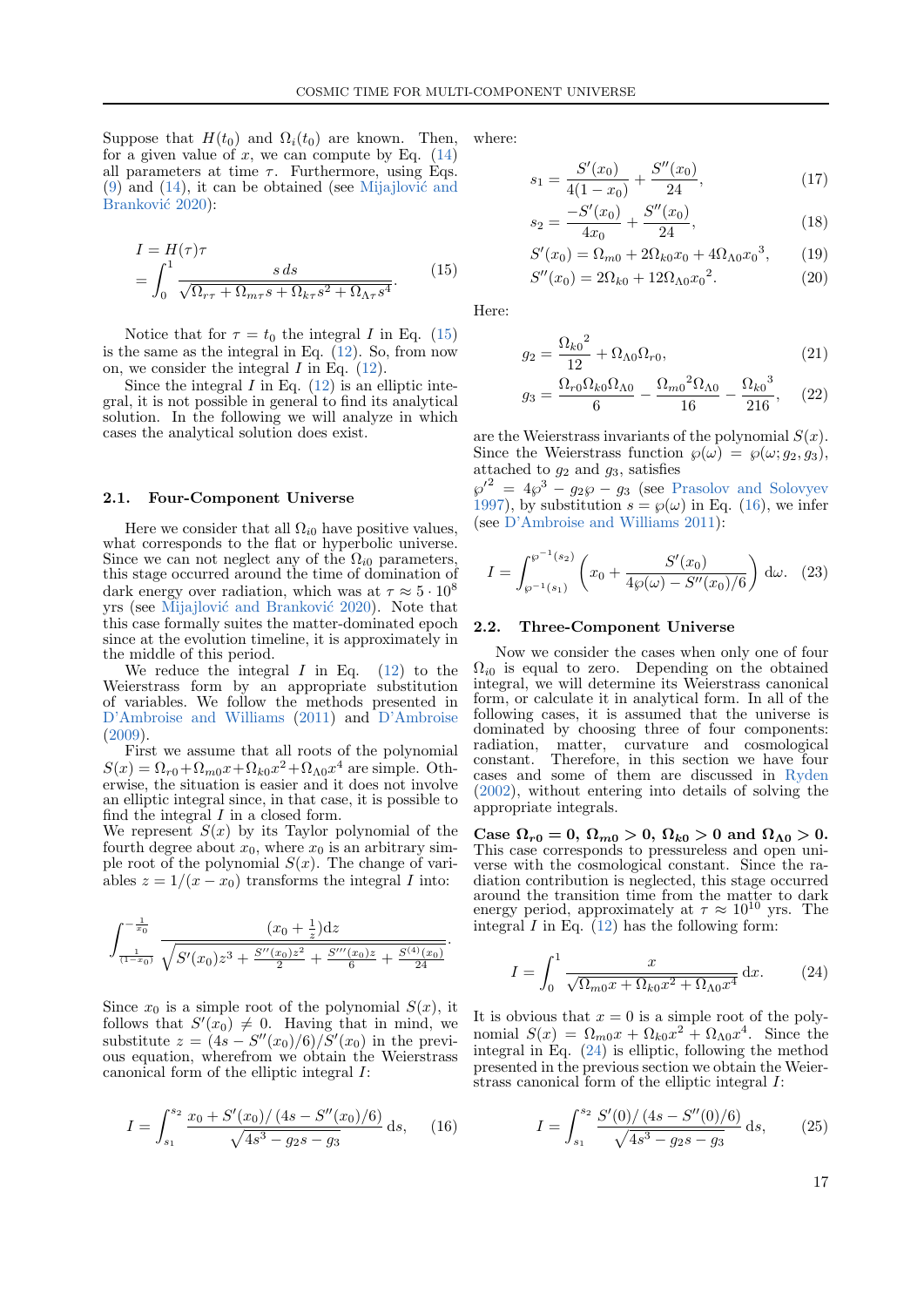Suppose that $H(t_0)$ and $\Omega_i(t_0)$ are known. Then, for a given value of $x$, we can compute by Eq. (14) all parameters at time $\tau$. Furthermore, using Eqs. (9) and (14), it can be obtained (see Mijajlović and Branković 2020):

$$
\begin{aligned}
I &= H(\tau)\tau \\
&= \int_0^1 \frac{s\,ds}{\sqrt{\Omega_{r\tau} + \Omega_{m\tau}s + \Omega_{k\tau}s^2 + \Omega_{\Lambda\tau}s^4}}.
\end{aligned} \tag{15}
$$

Notice that for $\tau = t_0$ the integral $I$ in Eq. (15) is the same as the integral in Eq. (12). So, from now on, we consider the integral $I$ in Eq. (12).

Since the integral $I$ in Eq. (12) is an elliptic integral, it is not possible in general to find its analytical solution. In the following we will analyze in which cases the analytical solution does exist.

### 2.1. Four-Component Universe

Here we consider that all $\Omega_{i0}$ have positive values, what corresponds to the flat or hyperbolic universe. Since we can not neglect any of the $\Omega_{i0}$ parameters, this stage occurred around the time of domination of dark energy over radiation, which was at $\tau \approx 5 \cdot 10^8$ yrs (see Mijajlović and Branković 2020). Note that this case formally suites the matter-dominated epoch since at the evolution timeline, it is approximately in the middle of this period.

We reduce the integral $I$ in Eq. (12) to the Weierstrass form by an appropriate substitution of variables. We follow the methods presented in D'Ambroise and Williams (2011) and D'Ambroise (2009).

First we assume that all roots of the polynomial $S(x) = \Omega_{r0} + \Omega_{m0}x + \Omega_{k0}x^2 + \Omega_{\Lambda 0}x^4$ are simple. Otherwise, the situation is easier and it does not involve an elliptic integral since, in that case, it is possible to find the integral $I$ in a closed form.

We represent $S(x)$ by its Taylor polynomial of the fourth degree about $x_0$, where $x_0$ is an arbitrary simple root of the polynomial $S(x)$. The change of variables $z = 1/(x - x_0)$ transforms the integral $I$ into:

$$
\int_{\frac{1}{(1-x_0)}}^{-\frac{1}{x_0}} \frac{(x_0 + \frac{1}{z})\mathrm{d}z}{\sqrt{S'(x_0)z^3 + \frac{S''(x_0)z^2}{2} + \frac{S'''(x_0)z}{6} + \frac{S^{(4)}(x_0)}{24}}}.
$$

Since $x_0$ is a simple root of the polynomial $S(x)$, it follows that $S'(x_0) \neq 0$. Having that in mind, we substitute $z = (4s - S''(x_0)/6)/S'(x_0)$ in the previous equation, wherefrom we obtain the Weierstrass canonical form of the elliptic integral $I$:

$$
I = \int_{s_1}^{s_2} \frac{x_0 + S'(x_0)/\left(4s - S''(x_0)/6\right)}{\sqrt{4s^3 - g_2 s - g_3}}\,\mathrm{d}s, \tag{16}
$$

where:

$$
s_1 = \frac{S'(x_0)}{4(1 - x_0)} + \frac{S''(x_0)}{24}, \tag{17}
$$

$$
s_2 = \frac{-S'(x_0)}{4x_0} + \frac{S''(x_0)}{24}, \tag{18}
$$

$$
S'(x_0) = \Omega_{m0} + 2\Omega_{k0}x_0 + 4\Omega_{\Lambda 0}{x_0}^3, \tag{19}
$$

$$
S''(x_0) = 2\Omega_{k0} + 12\Omega_{\Lambda 0}{x_0}^2. \tag{20}
$$

Here:

$$
g_2 = \frac{{\Omega_{k0}}^2}{12} + \Omega_{\Lambda 0}\Omega_{r0}, \tag{21}
$$

$$
g_3 = \frac{\Omega_{r0}\Omega_{k0}\Omega_{\Lambda 0}}{6} - \frac{{\Omega_{m0}}^2\Omega_{\Lambda 0}}{16} - \frac{{\Omega_{k0}}^3}{216}, \tag{22}
$$

are the Weierstrass invariants of the polynomial $S(x)$. Since the Weierstrass function $\wp(\omega) = \wp(\omega; g_2, g_3)$, attached to $g_2$ and $g_3$, satisfies ${\wp'}^2 = 4\wp^3 - g_2\wp - g_3$ (see Prasolov and Solovyev 1997), by substitution $s = \wp(\omega)$ in Eq. (16), we infer (see D'Ambroise and Williams 2011):

$$
I = \int_{\wp^{-1}(s_1)}^{\wp^{-1}(s_2)} \left(x_0 + \frac{S'(x_0)}{4\wp(\omega) - S''(x_0)/6}\right) \mathrm{d}\omega. \tag{23}
$$

### 2.2. Three-Component Universe

Now we consider the cases when only one of four $\Omega_{i0}$ is equal to zero. Depending on the obtained integral, we will determine its Weierstrass canonical form, or calculate it in analytical form. In all of the following cases, it is assumed that the universe is dominated by choosing three of four components: radiation, matter, curvature and cosmological constant. Therefore, in this section we have four cases and some of them are discussed in Ryden (2002), without entering into details of solving the appropriate integrals.

**Case $\Omega_{r0} = 0$, $\Omega_{m0} > 0$, $\Omega_{k0} > 0$ and $\Omega_{\Lambda 0} > 0$.** This case corresponds to pressureless and open universe with the cosmological constant. Since the radiation contribution is neglected, this stage occurred around the transition time from the matter to dark energy period, approximately at $\tau \approx 10^{10}$ yrs. The integral $I$ in Eq. (12) has the following form:

$$
I = \int_0^1 \frac{x}{\sqrt{\Omega_{m0}x + \Omega_{k0}x^2 + \Omega_{\Lambda 0}x^4}}\,\mathrm{d}x. \tag{24}
$$

It is obvious that $x = 0$ is a simple root of the polynomial $S(x) = \Omega_{m0}x + \Omega_{k0}x^2 + \Omega_{\Lambda 0}x^4$. Since the integral in Eq. (24) is elliptic, following the method presented in the previous section we obtain the Weierstrass canonical form of the elliptic integral $I$:

$$
I = \int_{s_1}^{s_2} \frac{S'(0)/\left(4s - S''(0)/6\right)}{\sqrt{4s^3 - g_2 s - g_3}}\,\mathrm{d}s, \tag{25}
$$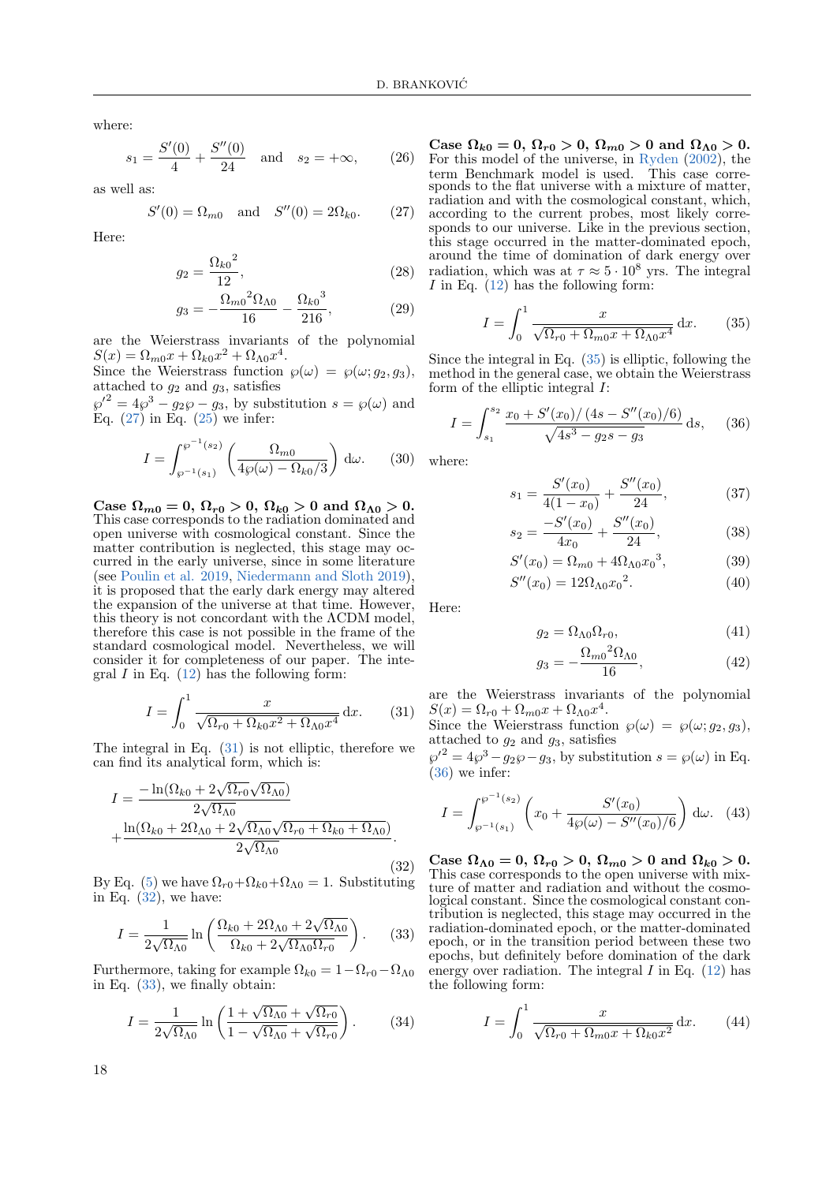where:

$$s_1 = \frac{S'(0)}{4} + \frac{S''(0)}{24} \quad \text{and} \quad s_2 = +\infty, \tag{26}$$

as well as:

$$S'(0) = \Omega_{m0} \quad \text{and} \quad S''(0) = 2\Omega_{k0}. \tag{27}$$

Here:

$$g_2 = \frac{{\Omega_{k0}}^2}{12}, \tag{28}$$

$$g_3 = -\frac{{\Omega_{m0}}^2 \Omega_{\Lambda 0}}{16} - \frac{{\Omega_{k0}}^3}{216}, \tag{29}$$

are the Weierstrass invariants of the polynomial $S(x) = \Omega_{m0}x + \Omega_{k0}x^2 + \Omega_{\Lambda 0}x^4$.
Since the Weierstrass function $\wp(\omega) = \wp(\omega; g_2, g_3)$, attached to $g_2$ and $g_3$, satisfies $\wp'^2 = 4\wp^3 - g_2\wp - g_3$, by substitution $s = \wp(\omega)$ and Eq. (27) in Eq. (25) we infer:

$$I = \int_{\wp^{-1}(s_1)}^{\wp^{-1}(s_2)} \left( \frac{\Omega_{m0}}{4\wp(\omega) - \Omega_{k0}/3} \right) \mathrm{d}\omega. \tag{30}$$

**Case $\Omega_{m0} = 0$, $\Omega_{r0} > 0$, $\Omega_{k0} > 0$ and $\Omega_{\Lambda 0} > 0$.** This case corresponds to the radiation dominated and open universe with cosmological constant. Since the matter contribution is neglected, this stage may occurred in the early universe, since in some literature (see Poulin et al. 2019, Niedermann and Sloth 2019), it is proposed that the early dark energy may altered the expansion of the universe at that time. However, this theory is not concordant with the ΛCDM model, therefore this case is not possible in the frame of the standard cosmological model. Nevertheless, we will consider it for completeness of our paper. The integral $I$ in Eq. (12) has the following form:

$$I = \int_0^1 \frac{x}{\sqrt{\Omega_{r0} + \Omega_{k0}x^2 + \Omega_{\Lambda 0}x^4}} \, \mathrm{d}x. \tag{31}$$

The integral in Eq. (31) is not elliptic, therefore we can find its analytical form, which is:

$$I = \frac{-\ln(\Omega_{k0} + 2\sqrt{\Omega_{r0}}\sqrt{\Omega_{\Lambda 0}})}{2\sqrt{\Omega_{\Lambda 0}}} + \frac{\ln(\Omega_{k0} + 2\Omega_{\Lambda 0} + 2\sqrt{\Omega_{\Lambda 0}}\sqrt{\Omega_{r0} + \Omega_{k0} + \Omega_{\Lambda 0}})}{2\sqrt{\Omega_{\Lambda 0}}}. \tag{32}$$

By Eq. (5) we have $\Omega_{r0} + \Omega_{k0} + \Omega_{\Lambda 0} = 1$. Substituting in Eq. (32), we have:

$$I = \frac{1}{2\sqrt{\Omega_{\Lambda 0}}} \ln\left( \frac{\Omega_{k0} + 2\Omega_{\Lambda 0} + 2\sqrt{\Omega_{\Lambda 0}}}{\Omega_{k0} + 2\sqrt{\Omega_{\Lambda 0}\Omega_{r0}}} \right). \tag{33}$$

Furthermore, taking for example $\Omega_{k0} = 1 - \Omega_{r0} - \Omega_{\Lambda 0}$ in Eq. (33), we finally obtain:

$$I = \frac{1}{2\sqrt{\Omega_{\Lambda 0}}} \ln\left( \frac{1 + \sqrt{\Omega_{\Lambda 0}} + \sqrt{\Omega_{r0}}}{1 - \sqrt{\Omega_{\Lambda 0}} + \sqrt{\Omega_{r0}}} \right). \tag{34}$$

**Case $\Omega_{k0} = 0$, $\Omega_{r0} > 0$, $\Omega_{m0} > 0$ and $\Omega_{\Lambda 0} > 0$.** For this model of the universe, in Ryden (2002), the term Benchmark model is used. This case corresponds to the flat universe with a mixture of matter, radiation and with the cosmological constant, which, according to the current probes, most likely corresponds to our universe. Like in the previous section, this stage occurred in the matter-dominated epoch, around the time of domination of dark energy over radiation, which was at $\tau \approx 5 \cdot 10^8$ yrs. The integral $I$ in Eq. (12) has the following form:

$$I = \int_0^1 \frac{x}{\sqrt{\Omega_{r0} + \Omega_{m0}x + \Omega_{\Lambda 0}x^4}} \, \mathrm{d}x. \tag{35}$$

Since the integral in Eq. (35) is elliptic, following the method in the general case, we obtain the Weierstrass form of the elliptic integral $I$:

$$I = \int_{s_1}^{s_2} \frac{x_0 + S'(x_0)/\left(4s - S''(x_0)/6\right)}{\sqrt{4s^3 - g_2 s - g_3}} \, \mathrm{d}s, \tag{36}$$

where:

$$s_1 = \frac{S'(x_0)}{4(1 - x_0)} + \frac{S''(x_0)}{24}, \tag{37}$$

$$s_2 = \frac{-S'(x_0)}{4x_0} + \frac{S''(x_0)}{24}, \tag{38}$$

$$S'(x_0) = \Omega_{m0} + 4\Omega_{\Lambda 0}{x_0}^3, \tag{39}$$

$$S''(x_0) = 12\Omega_{\Lambda 0}{x_0}^2. \tag{40}$$

Here:

$$g_2 = \Omega_{\Lambda 0}\Omega_{r0}, \tag{41}$$

$$g_3 = -\frac{{\Omega_{m0}}^2 \Omega_{\Lambda 0}}{16}, \tag{42}$$

are the Weierstrass invariants of the polynomial $S(x) = \Omega_{r0} + \Omega_{m0}x + \Omega_{\Lambda 0}x^4$.
Since the Weierstrass function $\wp(\omega) = \wp(\omega; g_2, g_3)$, attached to $g_2$ and $g_3$, satisfies $\wp'^2 = 4\wp^3 - g_2\wp - g_3$, by substitution $s = \wp(\omega)$ in Eq. (36) we infer:

$$I = \int_{\wp^{-1}(s_1)}^{\wp^{-1}(s_2)} \left( x_0 + \frac{S'(x_0)}{4\wp(\omega) - S''(x_0)/6} \right) \mathrm{d}\omega. \tag{43}$$

**Case $\Omega_{\Lambda 0} = 0$, $\Omega_{r0} > 0$, $\Omega_{m0} > 0$ and $\Omega_{k0} > 0$.** This case corresponds to the open universe with mixture of matter and radiation and without the cosmological constant. Since the cosmological constant contribution is neglected, this stage may occurred in the radiation-dominated epoch, or the matter-dominated epoch, or in the transition period between these two epochs, but definitely before domination of the dark energy over radiation. The integral $I$ in Eq. (12) has the following form:

$$I = \int_0^1 \frac{x}{\sqrt{\Omega_{r0} + \Omega_{m0}x + \Omega_{k0}x^2}} \, \mathrm{d}x. \tag{44}$$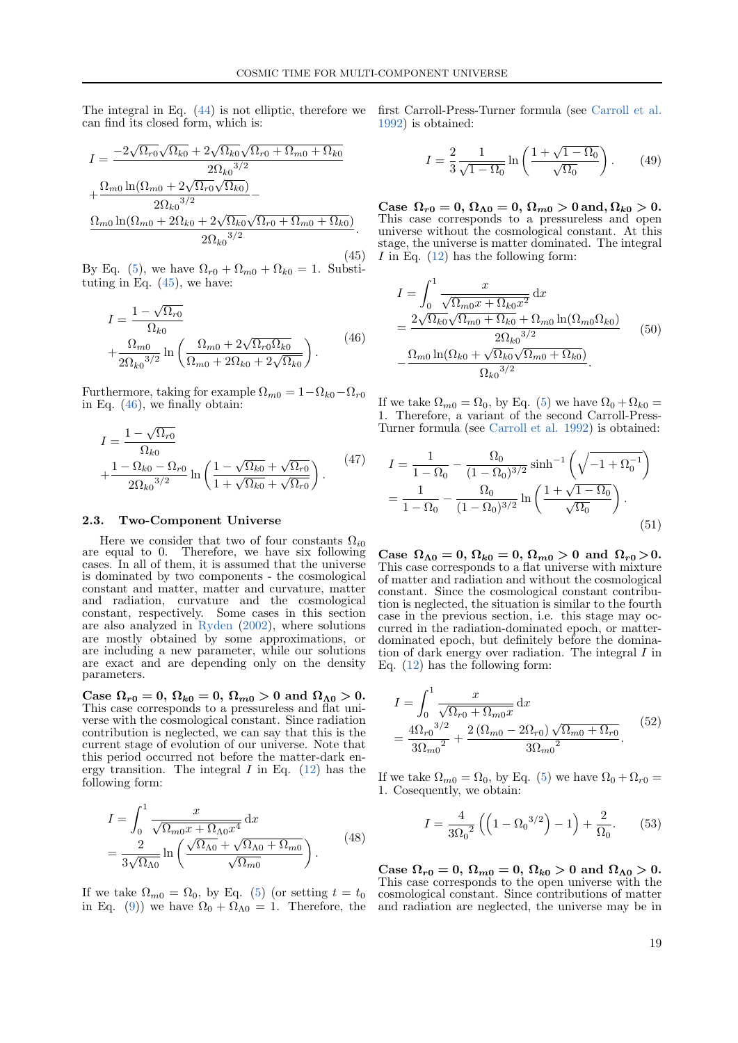The integral in Eq. (44) is not elliptic, therefore we can find its closed form, which is:

$$
\begin{aligned}
I &= \frac{-2\sqrt{\Omega_{r0}}\sqrt{\Omega_{k0}} + 2\sqrt{\Omega_{k0}}\sqrt{\Omega_{r0}+\Omega_{m0}+\Omega_{k0}}}{2{\Omega_{k0}}^{3/2}} \\
&+ \frac{\Omega_{m0}\ln(\Omega_{m0}+2\sqrt{\Omega_{r0}}\sqrt{\Omega_{k0}})}{2{\Omega_{k0}}^{3/2}} - \\
&\frac{\Omega_{m0}\ln(\Omega_{m0}+2\Omega_{k0}+2\sqrt{\Omega_{k0}}\sqrt{\Omega_{r0}+\Omega_{m0}+\Omega_{k0}})}{2{\Omega_{k0}}^{3/2}}.
\end{aligned}
\tag{45}
$$

By Eq. (5), we have $\Omega_{r0}+\Omega_{m0}+\Omega_{k0}=1$. Substituting in Eq. (45), we have:

$$
\begin{aligned}
I &= \frac{1-\sqrt{\Omega_{r0}}}{\Omega_{k0}} \\
&+ \frac{\Omega_{m0}}{2{\Omega_{k0}}^{3/2}} \ln\left(\frac{\Omega_{m0}+2\sqrt{\Omega_{r0}\Omega_{k0}}}{\Omega_{m0}+2\Omega_{k0}+2\sqrt{\Omega_{k0}}}\right).
\end{aligned}
\tag{46}
$$

Furthermore, taking for example $\Omega_{m0}=1-\Omega_{k0}-\Omega_{r0}$ in Eq. (46), we finally obtain:

$$
\begin{aligned}
I &= \frac{1-\sqrt{\Omega_{r0}}}{\Omega_{k0}} \\
&+ \frac{1-\Omega_{k0}-\Omega_{r0}}{2{\Omega_{k0}}^{3/2}} \ln\left(\frac{1-\sqrt{\Omega_{k0}}+\sqrt{\Omega_{r0}}}{1+\sqrt{\Omega_{k0}}+\sqrt{\Omega_{r0}}}\right).
\end{aligned}
\tag{47}
$$

### 2.3. Two-Component Universe

Here we consider that two of four constants $\Omega_{i0}$ are equal to 0. Therefore, we have six following cases. In all of them, it is assumed that the universe is dominated by two components - the cosmological constant and matter, matter and curvature, matter and radiation, curvature and the cosmological constant, respectively. Some cases in this section are also analyzed in Ryden (2002), where solutions are mostly obtained by some approximations, or are including a new parameter, while our solutions are exact and are depending only on the density parameters.

**Case $\Omega_{r0}=0$, $\Omega_{k0}=0$, $\Omega_{m0}>0$ and $\Omega_{\Lambda0}>0$.** This case corresponds to a pressureless and flat universe with the cosmological constant. Since radiation contribution is neglected, we can say that this is the current stage of evolution of our universe. Note that this period occurred not before the matter-dark energy transition. The integral $I$ in Eq. (12) has the following form:

$$
\begin{aligned}
I &= \int_0^1 \frac{x}{\sqrt{\Omega_{m0}x+\Omega_{\Lambda0}x^4}}\,\mathrm{d}x \\
&= \frac{2}{3\sqrt{\Omega_{\Lambda0}}} \ln\left(\frac{\sqrt{\Omega_{\Lambda0}}+\sqrt{\Omega_{\Lambda0}+\Omega_{m0}}}{\sqrt{\Omega_{m0}}}\right).
\end{aligned}
\tag{48}
$$

If we take $\Omega_{m0}=\Omega_0$, by Eq. (5) (or setting $t=t_0$ in Eq. (9)) we have $\Omega_0+\Omega_{\Lambda0}=1$. Therefore, the first Carroll-Press-Turner formula (see Carroll et al. 1992) is obtained:

$$
I = \frac{2}{3}\frac{1}{\sqrt{1-\Omega_0}} \ln\left(\frac{1+\sqrt{1-\Omega_0}}{\sqrt{\Omega_0}}\right).
\tag{49}
$$

**Case $\Omega_{r0}=0$, $\Omega_{\Lambda0}=0$, $\Omega_{m0}>0$ and, $\Omega_{k0}>0$.** This case corresponds to a pressureless and open universe without the cosmological constant. At this stage, the universe is matter dominated. The integral $I$ in Eq. (12) has the following form:

$$
\begin{aligned}
I &= \int_0^1 \frac{x}{\sqrt{\Omega_{m0}x+\Omega_{k0}x^2}}\,\mathrm{d}x \\
&= \frac{2\sqrt{\Omega_{k0}}\sqrt{\Omega_{m0}+\Omega_{k0}}+\Omega_{m0}\ln(\Omega_{m0}\Omega_{k0})}{2{\Omega_{k0}}^{3/2}} \\
&- \frac{\Omega_{m0}\ln(\Omega_{k0}+\sqrt{\Omega_{k0}}\sqrt{\Omega_{m0}+\Omega_{k0}})}{{\Omega_{k0}}^{3/2}}.
\end{aligned}
\tag{50}
$$

If we take $\Omega_{m0}=\Omega_0$, by Eq. (5) we have $\Omega_0+\Omega_{k0}=1$. Therefore, a variant of the second Carroll-Press-Turner formula (see Carroll et al. 1992) is obtained:

$$
\begin{aligned}
I &= \frac{1}{1-\Omega_0} - \frac{\Omega_0}{(1-\Omega_0)^{3/2}}\sinh^{-1}\left(\sqrt{-1+\Omega_0^{-1}}\right) \\
&= \frac{1}{1-\Omega_0} - \frac{\Omega_0}{(1-\Omega_0)^{3/2}}\ln\left(\frac{1+\sqrt{1-\Omega_0}}{\sqrt{\Omega_0}}\right).
\end{aligned}
\tag{51}
$$

**Case $\Omega_{\Lambda0}=0$, $\Omega_{k0}=0$, $\Omega_{m0}>0$ and $\Omega_{r0}>0$.** This case corresponds to a flat universe with mixture of matter and radiation and without the cosmological constant. Since the cosmological constant contribution is neglected, the situation is similar to the fourth case in the previous section, i.e. this stage may occurred in the radiation-dominated epoch, or matter-dominated epoch, but definitely before the domination of dark energy over radiation. The integral $I$ in Eq. (12) has the following form:

$$
\begin{aligned}
I &= \int_0^1 \frac{x}{\sqrt{\Omega_{r0}+\Omega_{m0}x}}\,\mathrm{d}x \\
&= \frac{4{\Omega_{r0}}^{3/2}}{3{\Omega_{m0}}^2} + \frac{2\left(\Omega_{m0}-2\Omega_{r0}\right)\sqrt{\Omega_{m0}+\Omega_{r0}}}{3{\Omega_{m0}}^2}.
\end{aligned}
\tag{52}
$$

If we take $\Omega_{m0}=\Omega_0$, by Eq. (5) we have $\Omega_0+\Omega_{r0}=1$. Cosequently, we obtain:

$$
I = \frac{4}{3{\Omega_0}^2}\left(\left(1-{\Omega_0}^{3/2}\right)-1\right)+\frac{2}{\Omega_0}.
\tag{53}
$$

**Case $\Omega_{r0}=0$, $\Omega_{m0}=0$, $\Omega_{k0}>0$ and $\Omega_{\Lambda0}>0$.** This case corresponds to the open universe with the cosmological constant. Since contributions of matter and radiation are neglected, the universe may be in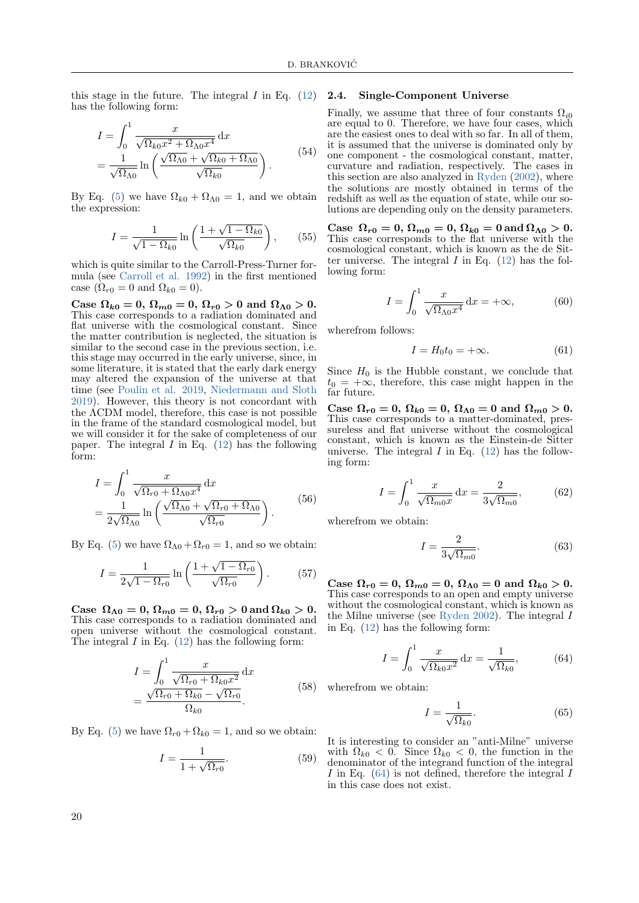this stage in the future. The integral $I$ in Eq. (12) has the following form:

$$
\begin{aligned}
I &= \int_0^1 \frac{x}{\sqrt{\Omega_{k0}x^2 + \Omega_{\Lambda 0}x^4}}\,\mathrm{d}x \\
&= \frac{1}{\sqrt{\Omega_{\Lambda 0}}} \ln\left(\frac{\sqrt{\Omega_{\Lambda 0}} + \sqrt{\Omega_{k0} + \Omega_{\Lambda 0}}}{\sqrt{\Omega_{k0}}}\right).
\end{aligned}
\tag{54}
$$

By Eq. (5) we have $\Omega_{k0} + \Omega_{\Lambda 0} = 1$, and we obtain the expression:

$$
I = \frac{1}{\sqrt{1-\Omega_{k0}}} \ln\left(\frac{1+\sqrt{1-\Omega_{k0}}}{\sqrt{\Omega_{k0}}}\right), \tag{55}
$$

which is quite similar to the Carroll-Press-Turner formula (see Carroll et al. 1992) in the first mentioned case ($\Omega_{r0} = 0$ and $\Omega_{k0} = 0$).

**Case $\Omega_{k0} = 0$, $\Omega_{m0} = 0$, $\Omega_{r0} > 0$ and $\Omega_{\Lambda 0} > 0$.** This case corresponds to a radiation dominated and flat universe with the cosmological constant. Since the matter contribution is neglected, the situation is similar to the second case in the previous section, i.e. this stage may occurred in the early universe, since, in some literature, it is stated that the early dark energy may altered the expansion of the universe at that time (see Poulin et al. 2019, Niedermann and Sloth 2019). However, this theory is not concordant with the ΛCDM model, therefore, this case is not possible in the frame of the standard cosmological model, but we will consider it for the sake of completeness of our paper. The integral $I$ in Eq. (12) has the following form:

$$
\begin{aligned}
I &= \int_0^1 \frac{x}{\sqrt{\Omega_{r0} + \Omega_{\Lambda 0}x^4}}\,\mathrm{d}x \\
&= \frac{1}{2\sqrt{\Omega_{\Lambda 0}}} \ln\left(\frac{\sqrt{\Omega_{\Lambda 0}} + \sqrt{\Omega_{r0} + \Omega_{\Lambda 0}}}{\sqrt{\Omega_{r0}}}\right).
\end{aligned}
\tag{56}
$$

By Eq. (5) we have $\Omega_{\Lambda 0} + \Omega_{r0} = 1$, and so we obtain:

$$
I = \frac{1}{2\sqrt{1-\Omega_{r0}}} \ln\left(\frac{1+\sqrt{1-\Omega_{r0}}}{\sqrt{\Omega_{r0}}}\right). \tag{57}
$$

**Case $\Omega_{\Lambda 0} = 0$, $\Omega_{m0} = 0$, $\Omega_{r0} > 0$ and $\Omega_{k0} > 0$.** This case corresponds to a radiation dominated and open universe without the cosmological constant. The integral $I$ in Eq. (12) has the following form:

$$
\begin{aligned}
I &= \int_0^1 \frac{x}{\sqrt{\Omega_{r0} + \Omega_{k0}x^2}}\,\mathrm{d}x \\
&= \frac{\sqrt{\Omega_{r0} + \Omega_{k0}} - \sqrt{\Omega_{r0}}}{\Omega_{k0}}.
\end{aligned}
\tag{58}
$$

By Eq. (5) we have $\Omega_{r0} + \Omega_{k0} = 1$, and so we obtain:

$$
I = \frac{1}{1+\sqrt{\Omega_{r0}}}. \tag{59}
$$

## 2.4. Single-Component Universe

Finally, we assume that three of four constants $\Omega_{i0}$ are equal to 0. Therefore, we have four cases, which are the easiest ones to deal with so far. In all of them, it is assumed that the universe is dominated only by one component - the cosmological constant, matter, curvature and radiation, respectively. The cases in this section are also analyzed in Ryden (2002), where the solutions are mostly obtained in terms of the redshift as well as the equation of state, while our solutions are depending only on the density parameters.

**Case $\Omega_{r0} = 0$, $\Omega_{m0} = 0$, $\Omega_{k0} = 0$ and $\Omega_{\Lambda 0} > 0$.** This case corresponds to the flat universe with the cosmological constant, which is known as the de Sitter universe. The integral $I$ in Eq. (12) has the following form:

$$
I = \int_0^1 \frac{x}{\sqrt{\Omega_{\Lambda 0}x^4}}\,\mathrm{d}x = +\infty, \tag{60}
$$

wherefrom follows:

$$
I = H_0 t_0 = +\infty. \tag{61}
$$

Since $H_0$ is the Hubble constant, we conclude that $t_0 = +\infty$, therefore, this case might happen in the far future.

**Case $\Omega_{r0} = 0$, $\Omega_{k0} = 0$, $\Omega_{\Lambda 0} = 0$ and $\Omega_{m0} > 0$.** This case corresponds to a matter-dominated, pressureless and flat universe without the cosmological constant, which is known as the Einstein-de Sitter universe. The integral $I$ in Eq. (12) has the following form:

$$
I = \int_0^1 \frac{x}{\sqrt{\Omega_{m0}x}}\,\mathrm{d}x = \frac{2}{3\sqrt{\Omega_{m0}}}, \tag{62}
$$

wherefrom we obtain:

$$
I = \frac{2}{3\sqrt{\Omega_{m0}}}. \tag{63}
$$

**Case $\Omega_{r0} = 0$, $\Omega_{m0} = 0$, $\Omega_{\Lambda 0} = 0$ and $\Omega_{k0} > 0$.** This case corresponds to an open and empty universe without the cosmological constant, which is known as the Milne universe (see Ryden 2002). The integral $I$ in Eq. (12) has the following form:

$$
I = \int_0^1 \frac{x}{\sqrt{\Omega_{k0}x^2}}\,\mathrm{d}x = \frac{1}{\sqrt{\Omega_{k0}}}, \tag{64}
$$

wherefrom we obtain:

$$
I = \frac{1}{\sqrt{\Omega_{k0}}}. \tag{65}
$$

It is interesting to consider an "anti-Milne" universe with $\Omega_{k0} < 0$. Since $\Omega_{k0} < 0$, the function in the denominator of the integrand function of the integral $I$ in Eq. (64) is not defined, therefore the integral $I$ in this case does not exist.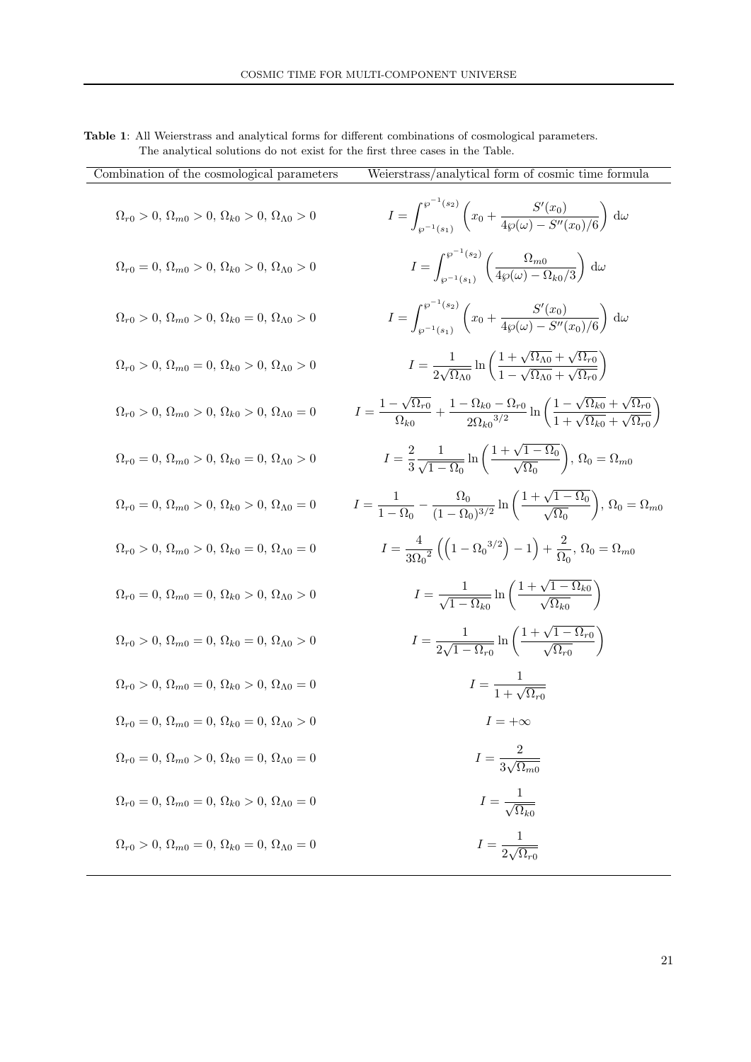**Table 1**: All Weierstrass and analytical forms for different combinations of cosmological parameters. The analytical solutions do not exist for the first three cases in the Table.

| Combination of the cosmological parameters | Weierstrass/analytical form of cosmic time formula |
|---|---|
| $\Omega_{r0} > 0,\, \Omega_{m0} > 0,\, \Omega_{k0} > 0,\, \Omega_{\Lambda0} > 0$ | $I = \int_{\wp^{-1}(s_1)}^{\wp^{-1}(s_2)} \left( x_0 + \frac{S'(x_0)}{4\wp(\omega) - S''(x_0)/6} \right) \mathrm{d}\omega$ |
| $\Omega_{r0} = 0,\, \Omega_{m0} > 0,\, \Omega_{k0} > 0,\, \Omega_{\Lambda0} > 0$ | $I = \int_{\wp^{-1}(s_1)}^{\wp^{-1}(s_2)} \left( \frac{\Omega_{m0}}{4\wp(\omega) - \Omega_{k0}/3} \right) \mathrm{d}\omega$ |
| $\Omega_{r0} > 0,\, \Omega_{m0} > 0,\, \Omega_{k0} = 0,\, \Omega_{\Lambda0} > 0$ | $I = \int_{\wp^{-1}(s_1)}^{\wp^{-1}(s_2)} \left( x_0 + \frac{S'(x_0)}{4\wp(\omega) - S''(x_0)/6} \right) \mathrm{d}\omega$ |
| $\Omega_{r0} > 0,\, \Omega_{m0} = 0,\, \Omega_{k0} > 0,\, \Omega_{\Lambda0} > 0$ | $I = \frac{1}{2\sqrt{\Omega_{\Lambda0}}} \ln\left( \frac{1 + \sqrt{\Omega_{\Lambda0}} + \sqrt{\Omega_{r0}}}{1 - \sqrt{\Omega_{\Lambda0}} + \sqrt{\Omega_{r0}}} \right)$ |
| $\Omega_{r0} > 0,\, \Omega_{m0} > 0,\, \Omega_{k0} > 0,\, \Omega_{\Lambda0} = 0$ | $I = \frac{1 - \sqrt{\Omega_{r0}}}{\Omega_{k0}} + \frac{1 - \Omega_{k0} - \Omega_{r0}}{2{\Omega_{k0}}^{3/2}} \ln\left( \frac{1 - \sqrt{\Omega_{k0}} + \sqrt{\Omega_{r0}}}{1 + \sqrt{\Omega_{k0}} + \sqrt{\Omega_{r0}}} \right)$ |
| $\Omega_{r0} = 0,\, \Omega_{m0} > 0,\, \Omega_{k0} = 0,\, \Omega_{\Lambda0} > 0$ | $I = \frac{2}{3} \frac{1}{\sqrt{1 - \Omega_0}} \ln\left( \frac{1 + \sqrt{1 - \Omega_0}}{\sqrt{\Omega_0}} \right),\, \Omega_0 = \Omega_{m0}$ |
| $\Omega_{r0} = 0,\, \Omega_{m0} > 0,\, \Omega_{k0} > 0,\, \Omega_{\Lambda0} = 0$ | $I = \frac{1}{1 - \Omega_0} - \frac{\Omega_0}{(1 - \Omega_0)^{3/2}} \ln\left( \frac{1 + \sqrt{1 - \Omega_0}}{\sqrt{\Omega_0}} \right),\, \Omega_0 = \Omega_{m0}$ |
| $\Omega_{r0} > 0,\, \Omega_{m0} > 0,\, \Omega_{k0} = 0,\, \Omega_{\Lambda0} = 0$ | $I = \frac{4}{3{\Omega_0}^2} \left( \left( 1 - {\Omega_0}^{3/2} \right) - 1 \right) + \frac{2}{\Omega_0},\, \Omega_0 = \Omega_{m0}$ |
| $\Omega_{r0} = 0,\, \Omega_{m0} = 0,\, \Omega_{k0} > 0,\, \Omega_{\Lambda0} > 0$ | $I = \frac{1}{\sqrt{1 - \Omega_{k0}}} \ln\left( \frac{1 + \sqrt{1 - \Omega_{k0}}}{\sqrt{\Omega_{k0}}} \right)$ |
| $\Omega_{r0} > 0,\, \Omega_{m0} = 0,\, \Omega_{k0} = 0,\, \Omega_{\Lambda0} > 0$ | $I = \frac{1}{2\sqrt{1 - \Omega_{r0}}} \ln\left( \frac{1 + \sqrt{1 - \Omega_{r0}}}{\sqrt{\Omega_{r0}}} \right)$ |
| $\Omega_{r0} > 0,\, \Omega_{m0} = 0,\, \Omega_{k0} > 0,\, \Omega_{\Lambda0} = 0$ | $I = \frac{1}{1 + \sqrt{\Omega_{r0}}}$ |
| $\Omega_{r0} = 0,\, \Omega_{m0} = 0,\, \Omega_{k0} = 0,\, \Omega_{\Lambda0} > 0$ | $I = +\infty$ |
| $\Omega_{r0} = 0,\, \Omega_{m0} > 0,\, \Omega_{k0} = 0,\, \Omega_{\Lambda0} = 0$ | $I = \frac{2}{3\sqrt{\Omega_{m0}}}$ |
| $\Omega_{r0} = 0,\, \Omega_{m0} = 0,\, \Omega_{k0} > 0,\, \Omega_{\Lambda0} = 0$ | $I = \frac{1}{\sqrt{\Omega_{k0}}}$ |
| $\Omega_{r0} > 0,\, \Omega_{m0} = 0,\, \Omega_{k0} = 0,\, \Omega_{\Lambda0} = 0$ | $I = \frac{1}{2\sqrt{\Omega_{r0}}}$ |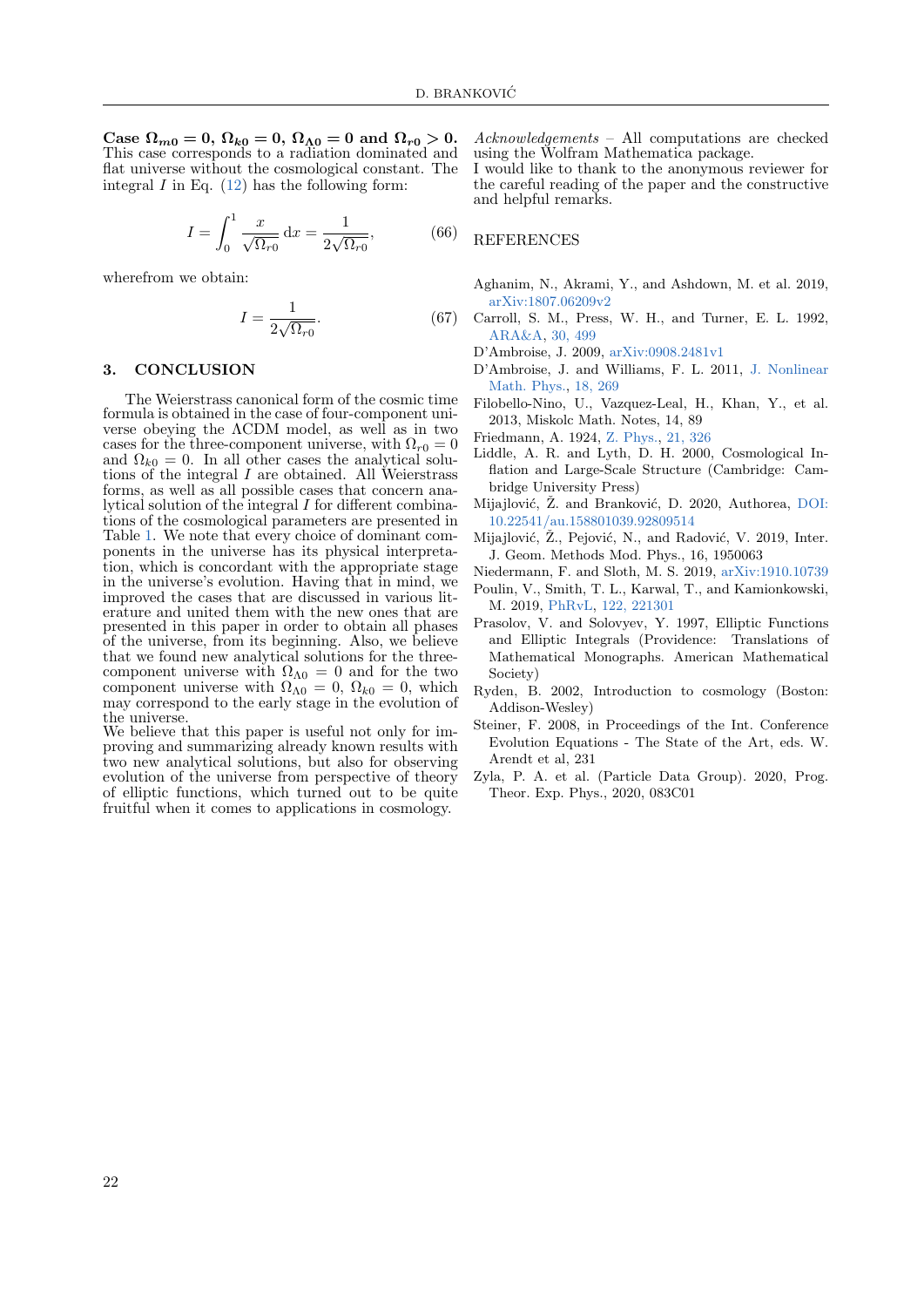**Case $\Omega_{m0} = 0$, $\Omega_{k0} = 0$, $\Omega_{\Lambda 0} = 0$ and $\Omega_{r0} > 0$.** This case corresponds to a radiation dominated and flat universe without the cosmological constant. The integral $I$ in Eq. (12) has the following form:

$$I = \int_0^1 \frac{x}{\sqrt{\Omega_{r0}}}\, \mathrm{d}x = \frac{1}{2\sqrt{\Omega_{r0}}}, \tag{66}$$

wherefrom we obtain:

$$I = \frac{1}{2\sqrt{\Omega_{r0}}}. \tag{67}$$

## 3. CONCLUSION

The Weierstrass canonical form of the cosmic time formula is obtained in the case of four-component universe obeying the ΛCDM model, as well as in two cases for the three-component universe, with $\Omega_{r0} = 0$ and $\Omega_{k0} = 0$. In all other cases the analytical solutions of the integral $I$ are obtained. All Weierstrass forms, as well as all possible cases that concern analytical solution of the integral $I$ for different combinations of the cosmological parameters are presented in Table 1. We note that every choice of dominant components in the universe has its physical interpretation, which is concordant with the appropriate stage in the universe's evolution. Having that in mind, we improved the cases that are discussed in various literature and united them with the new ones that are presented in this paper in order to obtain all phases of the universe, from its beginning. Also, we believe that we found new analytical solutions for the three-component universe with $\Omega_{\Lambda 0} = 0$ and for the two component universe with $\Omega_{\Lambda 0} = 0$, $\Omega_{k0} = 0$, which may correspond to the early stage in the evolution of the universe.
We believe that this paper is useful not only for improving and summarizing already known results with two new analytical solutions, but also for observing evolution of the universe from perspective of theory of elliptic functions, which turned out to be quite fruitful when it comes to applications in cosmology.

*Acknowledgements* – All computations are checked using the Wolfram Mathematica package.
I would like to thank to the anonymous reviewer for the careful reading of the paper and the constructive and helpful remarks.

## REFERENCES

Aghanim, N., Akrami, Y., and Ashdown, M. et al. 2019, arXiv:1807.06209v2

Carroll, S. M., Press, W. H., and Turner, E. L. 1992, ARA&A, 30, 499

D'Ambroise, J. 2009, arXiv:0908.2481v1

D'Ambroise, J. and Williams, F. L. 2011, J. Nonlinear Math. Phys., 18, 269

Filobello-Nino, U., Vazquez-Leal, H., Khan, Y., et al. 2013, Miskolc Math. Notes, 14, 89

Friedmann, A. 1924, Z. Phys., 21, 326

Liddle, A. R. and Lyth, D. H. 2000, Cosmological Inflation and Large-Scale Structure (Cambridge: Cambridge University Press)

Mijajlović, Ž. and Branković, D. 2020, Authorea, DOI: 10.22541/au.158801039.92809514

Mijajlović, Ž., Pejović, N., and Radović, V. 2019, Inter. J. Geom. Methods Mod. Phys., 16, 1950063

Niedermann, F. and Sloth, M. S. 2019, arXiv:1910.10739

Poulin, V., Smith, T. L., Karwal, T., and Kamionkowski, M. 2019, PhRvL, 122, 221301

Prasolov, V. and Solovyev, Y. 1997, Elliptic Functions and Elliptic Integrals (Providence: Translations of Mathematical Monographs. American Mathematical Society)

Ryden, B. 2002, Introduction to cosmology (Boston: Addison-Wesley)

Steiner, F. 2008, in Proceedings of the Int. Conference Evolution Equations - The State of the Art, eds. W. Arendt et al, 231

Zyla, P. A. et al. (Particle Data Group). 2020, Prog. Theor. Exp. Phys., 2020, 083C01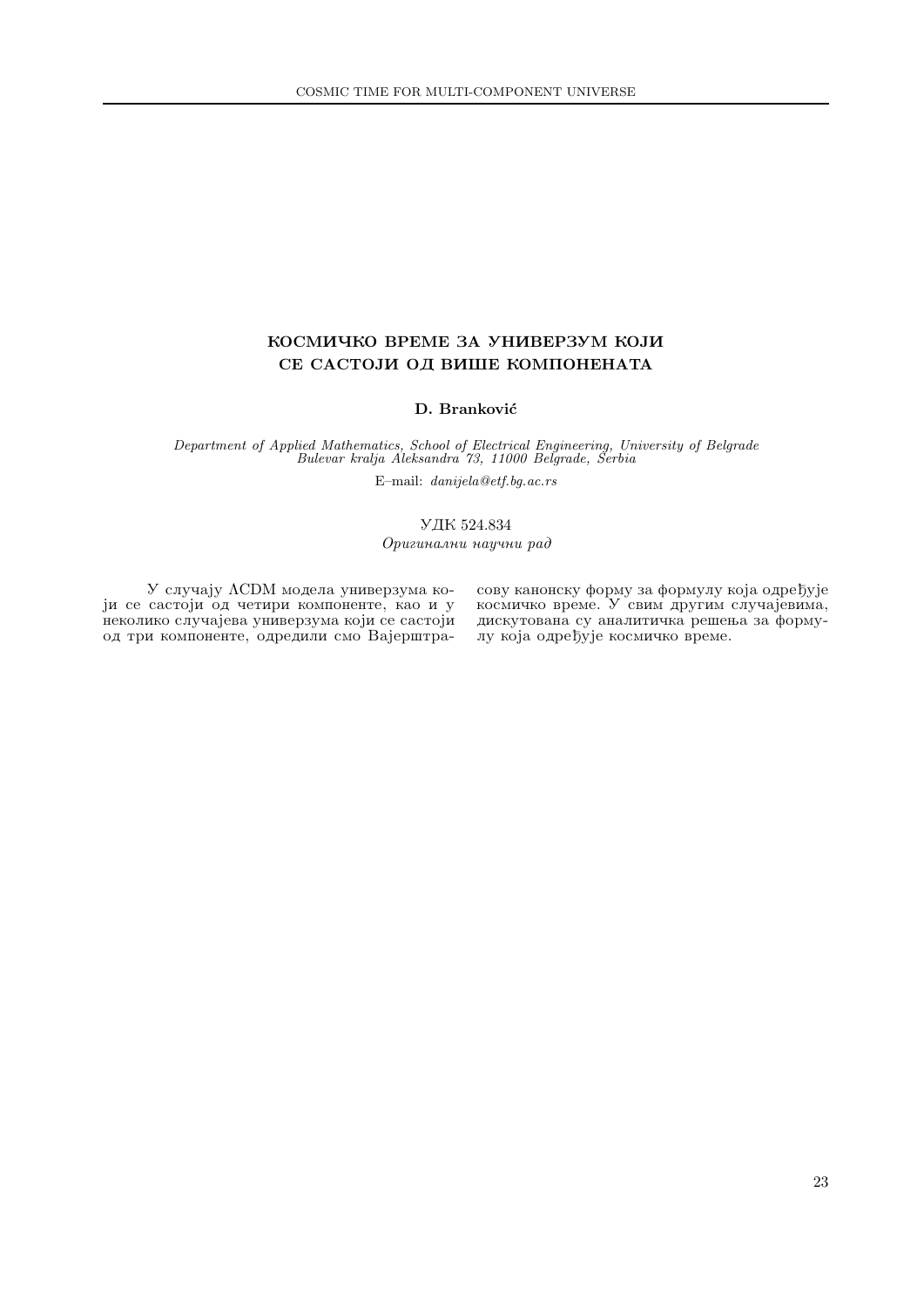# КОСМИЧКО ВРЕМЕ ЗА УНИВЕРЗУМ КОЈИ СЕ САСТОЈИ ОД ВИШЕ КОМПОНЕНАТА

**D. Branković**

*Department of Applied Mathematics, School of Electrical Engineering, University of Belgrade*
*Bulevar kralja Aleksandra 73, 11000 Belgrade, Serbia*

E–mail: *danijela@etf.bg.ac.rs*

УДК 524.834
*Оригинални научни рад*

У случају ΛCDM модела универзума који се састоји од четири компоненте, као и у неколико случајева универзума који се састоји од три компоненте, одредили смо Вајерштрасову канонску форму за формулу која одређује космичко време. У свим другим случајевима, дискутована су аналитичка решења за формулу која одређује космичко време.